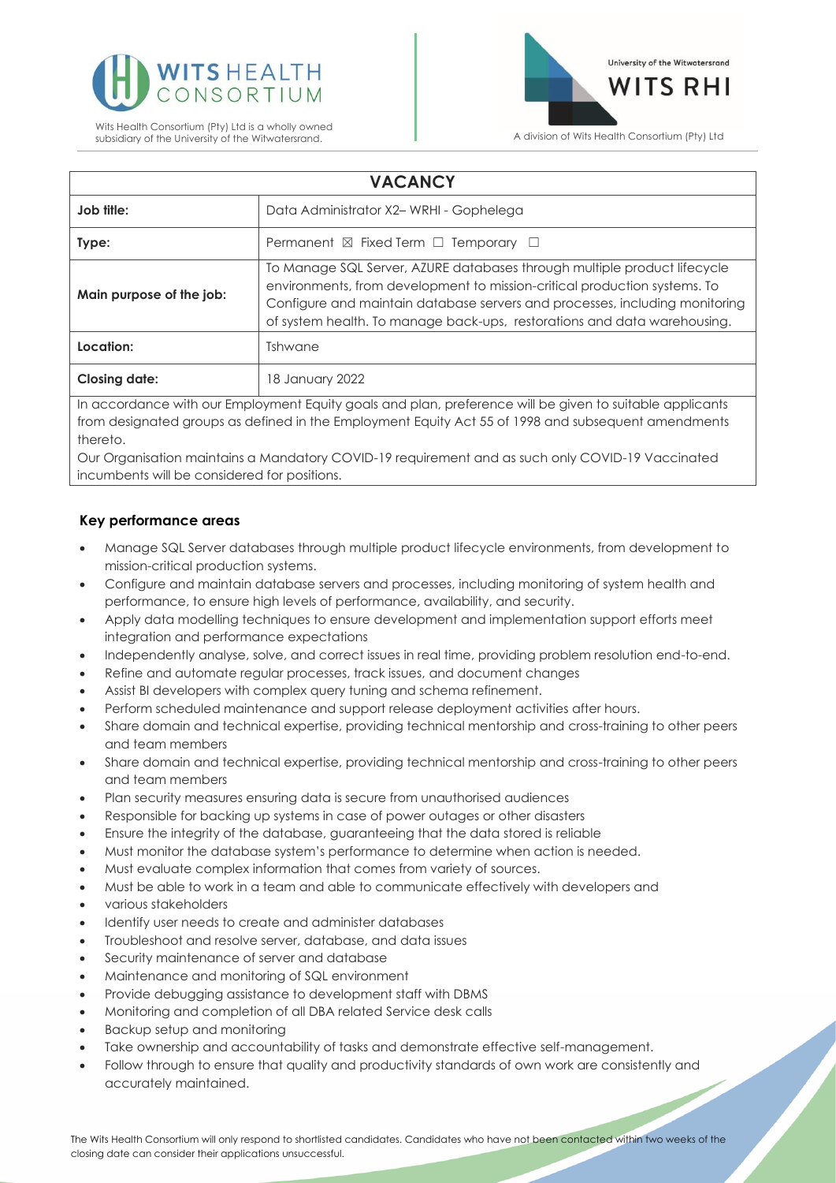Wits Health Consortium (Pty) Ltd is a wholly owned subsidiary of the University of the Witwatersrand.

A division of Wits Health Consortium (Pty) Ltd

| VACANCY | |
|---|---|
| **Job title:** | Data Administrator X2– WRHI - Gophelega |
| **Type:** | Permanent ☒ Fixed Term ☐ Temporary ☐ |
| **Main purpose of the job:** | To Manage SQL Server, AZURE databases through multiple product lifecycle environments, from development to mission-critical production systems. To Configure and maintain database servers and processes, including monitoring of system health. To manage back-ups, restorations and data warehousing. |
| **Location:** | Tshwane |
| **Closing date:** | 18 January 2022 |

In accordance with our Employment Equity goals and plan, preference will be given to suitable applicants from designated groups as defined in the Employment Equity Act 55 of 1998 and subsequent amendments thereto.

Our Organisation maintains a Mandatory COVID-19 requirement and as such only COVID-19 Vaccinated incumbents will be considered for positions.

## Key performance areas

- Manage SQL Server databases through multiple product lifecycle environments, from development to mission-critical production systems.
- Configure and maintain database servers and processes, including monitoring of system health and performance, to ensure high levels of performance, availability, and security.
- Apply data modelling techniques to ensure development and implementation support efforts meet integration and performance expectations
- Independently analyse, solve, and correct issues in real time, providing problem resolution end-to-end.
- Refine and automate regular processes, track issues, and document changes
- Assist BI developers with complex query tuning and schema refinement.
- Perform scheduled maintenance and support release deployment activities after hours.
- Share domain and technical expertise, providing technical mentorship and cross-training to other peers and team members
- Share domain and technical expertise, providing technical mentorship and cross-training to other peers and team members
- Plan security measures ensuring data is secure from unauthorised audiences
- Responsible for backing up systems in case of power outages or other disasters
- Ensure the integrity of the database, guaranteeing that the data stored is reliable
- Must monitor the database system's performance to determine when action is needed.
- Must evaluate complex information that comes from variety of sources.
- Must be able to work in a team and able to communicate effectively with developers and
- various stakeholders
- Identify user needs to create and administer databases
- Troubleshoot and resolve server, database, and data issues
- Security maintenance of server and database
- Maintenance and monitoring of SQL environment
- Provide debugging assistance to development staff with DBMS
- Monitoring and completion of all DBA related Service desk calls
- Backup setup and monitoring
- Take ownership and accountability of tasks and demonstrate effective self-management.
- Follow through to ensure that quality and productivity standards of own work are consistently and accurately maintained.

The Wits Health Consortium will only respond to shortlisted candidates. Candidates who have not been contacted within two weeks of the closing date can consider their applications unsuccessful.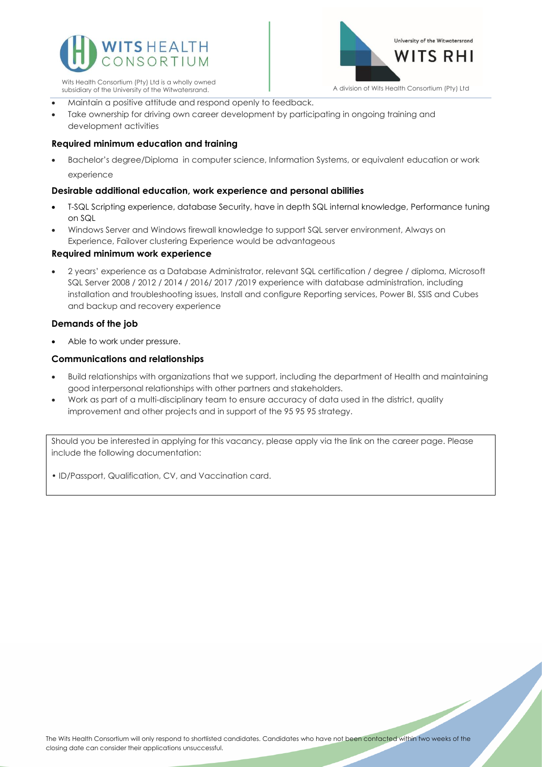- Maintain a positive attitude and respond openly to feedback.
- Take ownership for driving own career development by participating in ongoing training and development activities

**Required minimum education and training**

- Bachelor's degree/Diploma in computer science, Information Systems, or equivalent education or work experience

**Desirable additional education, work experience and personal abilities**

- T-SQL Scripting experience, database Security, have in depth SQL internal knowledge, Performance tuning on SQL
- Windows Server and Windows firewall knowledge to support SQL server environment, Always on Experience, Failover clustering Experience would be advantageous

**Required minimum work experience**

- 2 years' experience as a Database Administrator, relevant SQL certification / degree / diploma, Microsoft SQL Server 2008 / 2012 / 2014 / 2016/ 2017 /2019 experience with database administration, including installation and troubleshooting issues, Install and configure Reporting services, Power BI, SSIS and Cubes and backup and recovery experience

**Demands of the job**

- Able to work under pressure.

**Communications and relationships**

- Build relationships with organizations that we support, including the department of Health and maintaining good interpersonal relationships with other partners and stakeholders.
- Work as part of a multi-disciplinary team to ensure accuracy of data used in the district, quality improvement and other projects and in support of the 95 95 95 strategy.

Should you be interested in applying for this vacancy, please apply via the link on the career page. Please include the following documentation:

• ID/Passport, Qualification, CV, and Vaccination card.

The Wits Health Consortium will only respond to shortlisted candidates. Candidates who have not been contacted within two weeks of the closing date can consider their applications unsuccessful.